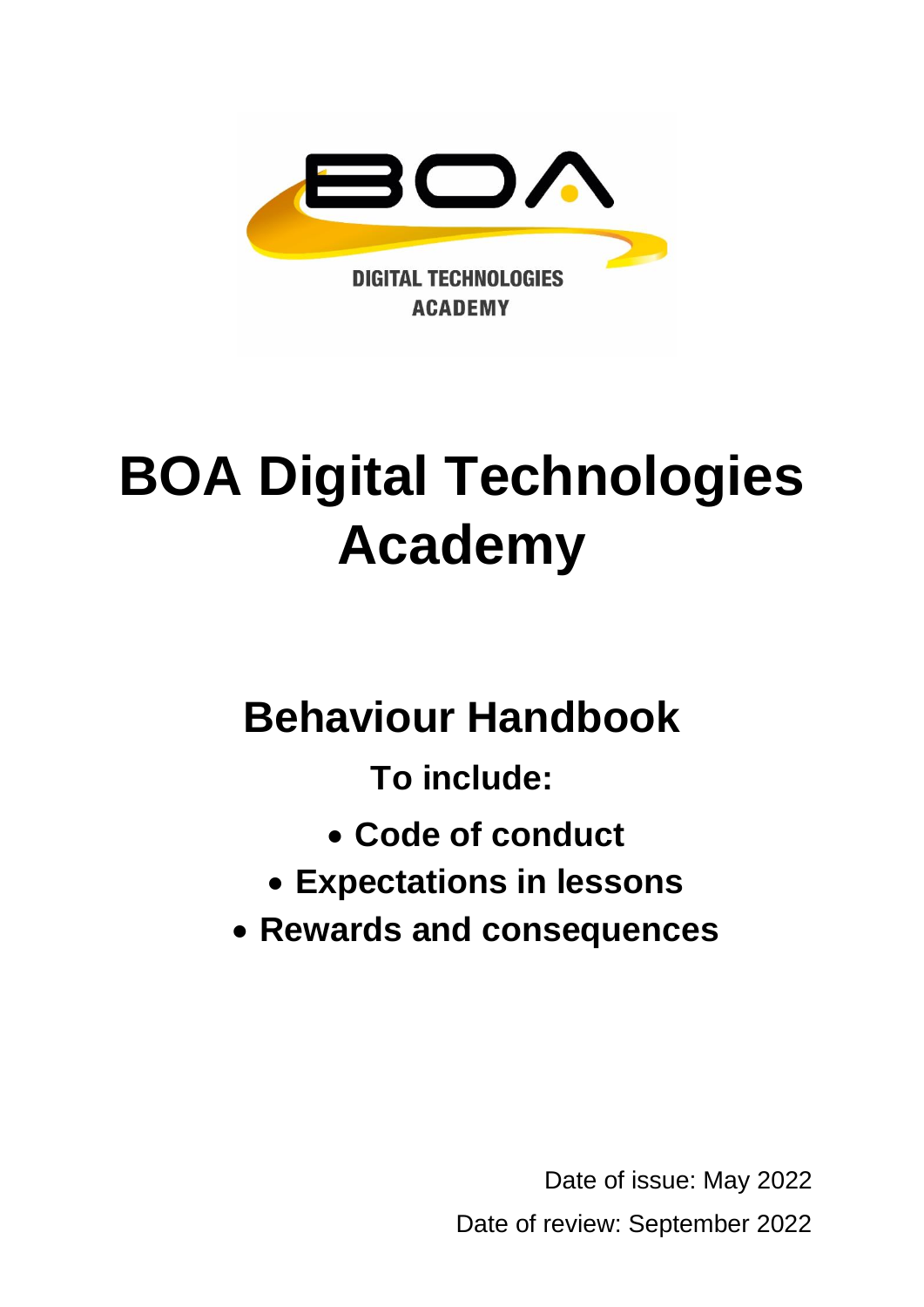# BOA Digital Technologies Academy

## Behaviour Handbook

**To include:**

- **Code of conduct**
- **Expectations in lessons**
- **Rewards and consequences**

Date of issue: May 2022

Date of review: September 2022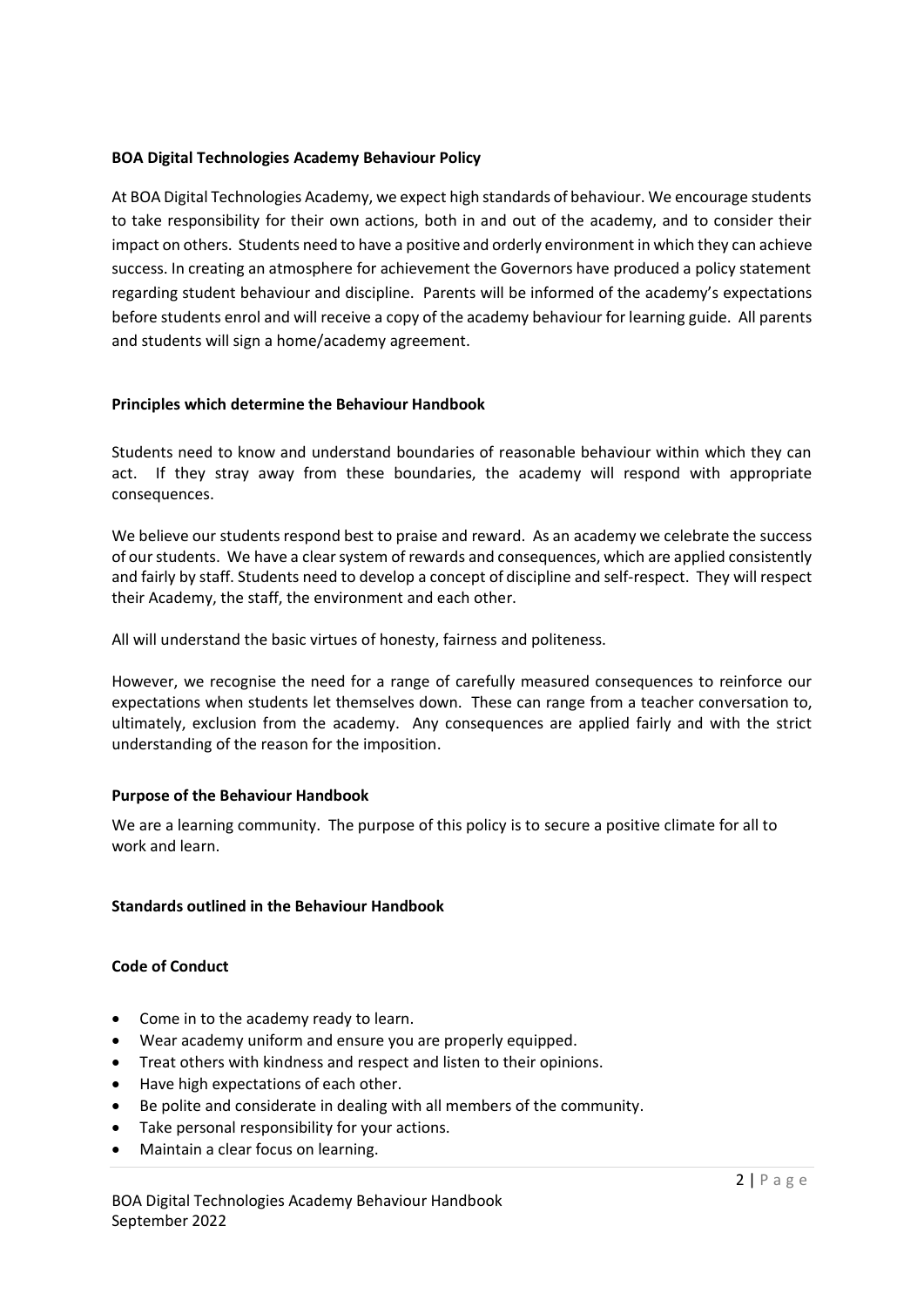**BOA Digital Technologies Academy Behaviour Policy**

At BOA Digital Technologies Academy, we expect high standards of behaviour. We encourage students to take responsibility for their own actions, both in and out of the academy, and to consider their impact on others. Students need to have a positive and orderly environment in which they can achieve success. In creating an atmosphere for achievement the Governors have produced a policy statement regarding student behaviour and discipline. Parents will be informed of the academy's expectations before students enrol and will receive a copy of the academy behaviour for learning guide. All parents and students will sign a home/academy agreement.

**Principles which determine the Behaviour Handbook**

Students need to know and understand boundaries of reasonable behaviour within which they can act. If they stray away from these boundaries, the academy will respond with appropriate consequences.

We believe our students respond best to praise and reward. As an academy we celebrate the success of our students. We have a clear system of rewards and consequences, which are applied consistently and fairly by staff. Students need to develop a concept of discipline and self-respect. They will respect their Academy, the staff, the environment and each other.

All will understand the basic virtues of honesty, fairness and politeness.

However, we recognise the need for a range of carefully measured consequences to reinforce our expectations when students let themselves down. These can range from a teacher conversation to, ultimately, exclusion from the academy. Any consequences are applied fairly and with the strict understanding of the reason for the imposition.

**Purpose of the Behaviour Handbook**

We are a learning community. The purpose of this policy is to secure a positive climate for all to work and learn.

**Standards outlined in the Behaviour Handbook**

**Code of Conduct**

- Come in to the academy ready to learn.
- Wear academy uniform and ensure you are properly equipped.
- Treat others with kindness and respect and listen to their opinions.
- Have high expectations of each other.
- Be polite and considerate in dealing with all members of the community.
- Take personal responsibility for your actions.
- Maintain a clear focus on learning.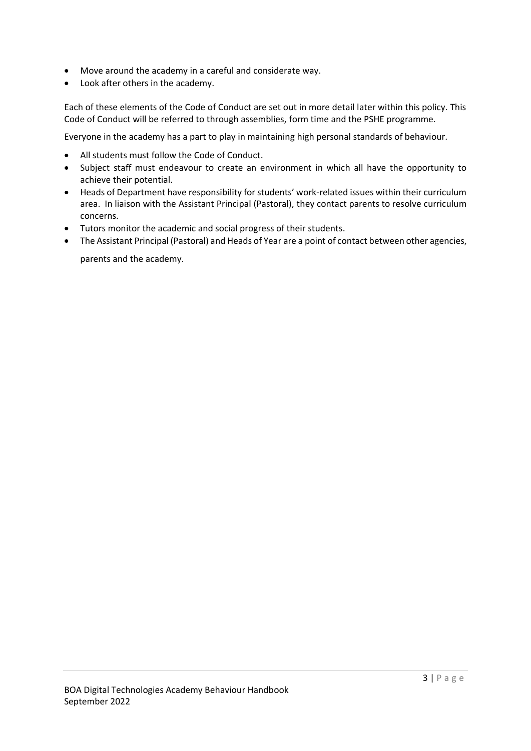- Move around the academy in a careful and considerate way.
- Look after others in the academy.

Each of these elements of the Code of Conduct are set out in more detail later within this policy. This Code of Conduct will be referred to through assemblies, form time and the PSHE programme.

Everyone in the academy has a part to play in maintaining high personal standards of behaviour.

- All students must follow the Code of Conduct.
- Subject staff must endeavour to create an environment in which all have the opportunity to achieve their potential.
- Heads of Department have responsibility for students' work-related issues within their curriculum area. In liaison with the Assistant Principal (Pastoral), they contact parents to resolve curriculum concerns.
- Tutors monitor the academic and social progress of their students.
- The Assistant Principal (Pastoral) and Heads of Year are a point of contact between other agencies, parents and the academy.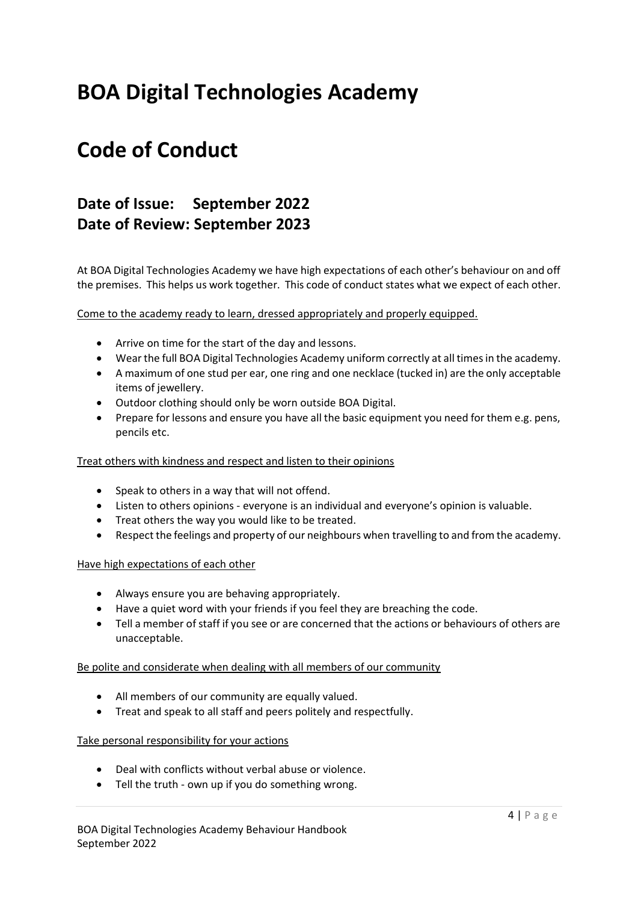# BOA Digital Technologies Academy

# Code of Conduct

## Date of Issue: September 2022
## Date of Review: September 2023

At BOA Digital Technologies Academy we have high expectations of each other's behaviour on and off the premises. This helps us work together. This code of conduct states what we expect of each other.

<u>Come to the academy ready to learn, dressed appropriately and properly equipped.</u>

- Arrive on time for the start of the day and lessons.
- Wear the full BOA Digital Technologies Academy uniform correctly at all times in the academy.
- A maximum of one stud per ear, one ring and one necklace (tucked in) are the only acceptable items of jewellery.
- Outdoor clothing should only be worn outside BOA Digital.
- Prepare for lessons and ensure you have all the basic equipment you need for them e.g. pens, pencils etc.

<u>Treat others with kindness and respect and listen to their opinions</u>

- Speak to others in a way that will not offend.
- Listen to others opinions - everyone is an individual and everyone's opinion is valuable.
- Treat others the way you would like to be treated.
- Respect the feelings and property of our neighbours when travelling to and from the academy.

<u>Have high expectations of each other</u>

- Always ensure you are behaving appropriately.
- Have a quiet word with your friends if you feel they are breaching the code.
- Tell a member of staff if you see or are concerned that the actions or behaviours of others are unacceptable.

<u>Be polite and considerate when dealing with all members of our community</u>

- All members of our community are equally valued.
- Treat and speak to all staff and peers politely and respectfully.

<u>Take personal responsibility for your actions</u>

- Deal with conflicts without verbal abuse or violence.
- Tell the truth - own up if you do something wrong.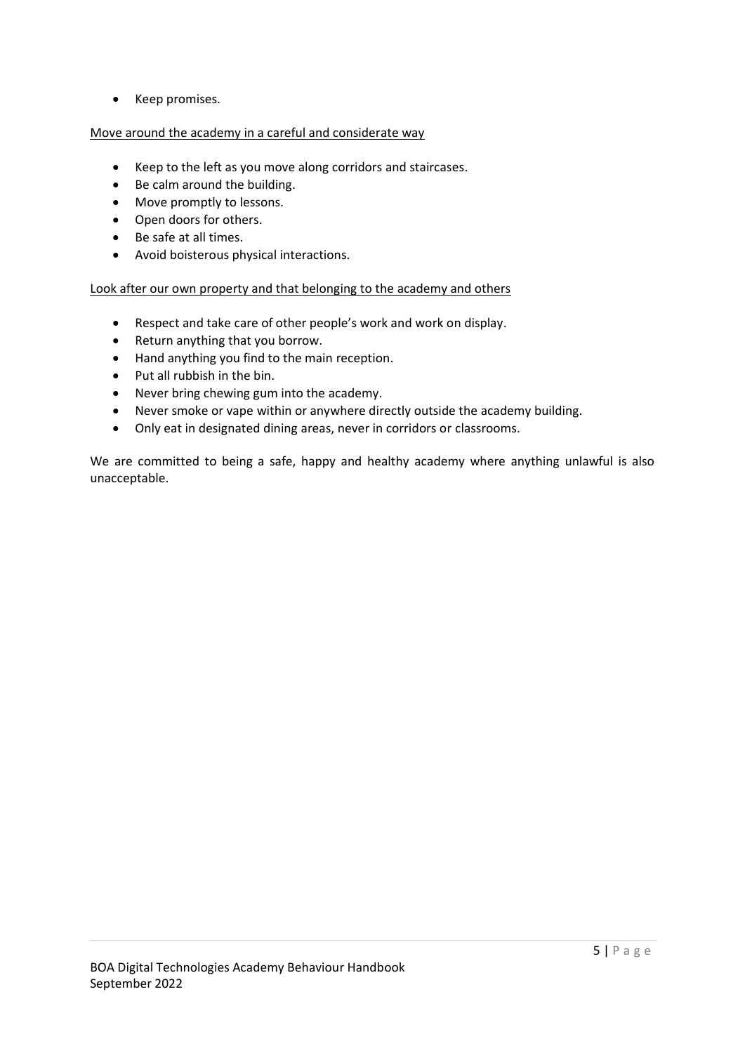- Keep promises.

<u>Move around the academy in a careful and considerate way</u>

- Keep to the left as you move along corridors and staircases.
- Be calm around the building.
- Move promptly to lessons.
- Open doors for others.
- Be safe at all times.
- Avoid boisterous physical interactions.

<u>Look after our own property and that belonging to the academy and others</u>

- Respect and take care of other people's work and work on display.
- Return anything that you borrow.
- Hand anything you find to the main reception.
- Put all rubbish in the bin.
- Never bring chewing gum into the academy.
- Never smoke or vape within or anywhere directly outside the academy building.
- Only eat in designated dining areas, never in corridors or classrooms.

We are committed to being a safe, happy and healthy academy where anything unlawful is also unacceptable.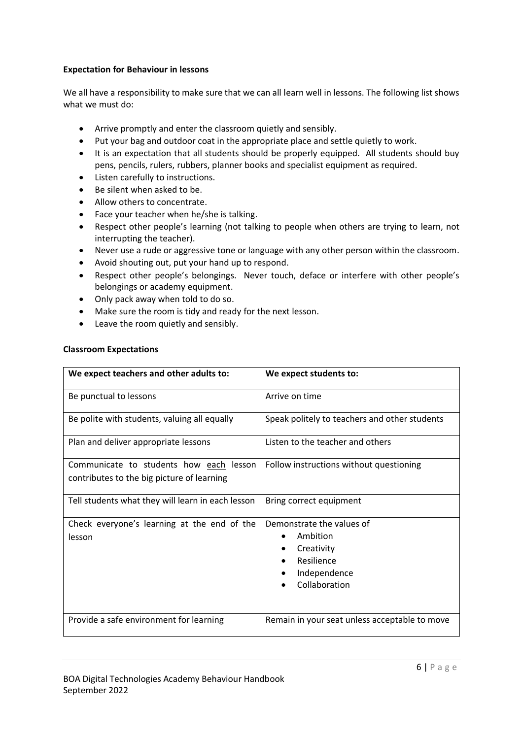**Expectation for Behaviour in lessons**

We all have a responsibility to make sure that we can all learn well in lessons. The following list shows what we must do:

- Arrive promptly and enter the classroom quietly and sensibly.
- Put your bag and outdoor coat in the appropriate place and settle quietly to work.
- It is an expectation that all students should be properly equipped. All students should buy pens, pencils, rulers, rubbers, planner books and specialist equipment as required.
- Listen carefully to instructions.
- Be silent when asked to be.
- Allow others to concentrate.
- Face your teacher when he/she is talking.
- Respect other people's learning (not talking to people when others are trying to learn, not interrupting the teacher).
- Never use a rude or aggressive tone or language with any other person within the classroom.
- Avoid shouting out, put your hand up to respond.
- Respect other people's belongings. Never touch, deface or interfere with other people's belongings or academy equipment.
- Only pack away when told to do so.
- Make sure the room is tidy and ready for the next lesson.
- Leave the room quietly and sensibly.

**Classroom Expectations**

| We expect teachers and other adults to: | We expect students to: |
| --- | --- |
| Be punctual to lessons | Arrive on time |
| Be polite with students, valuing all equally | Speak politely to teachers and other students |
| Plan and deliver appropriate lessons | Listen to the teacher and others |
| Communicate to students how each lesson contributes to the big picture of learning | Follow instructions without questioning |
| Tell students what they will learn in each lesson | Bring correct equipment |
| Check everyone's learning at the end of the lesson | Demonstrate the values of <br>• Ambition <br>• Creativity <br>• Resilience <br>• Independence <br>• Collaboration |
| Provide a safe environment for learning | Remain in your seat unless acceptable to move |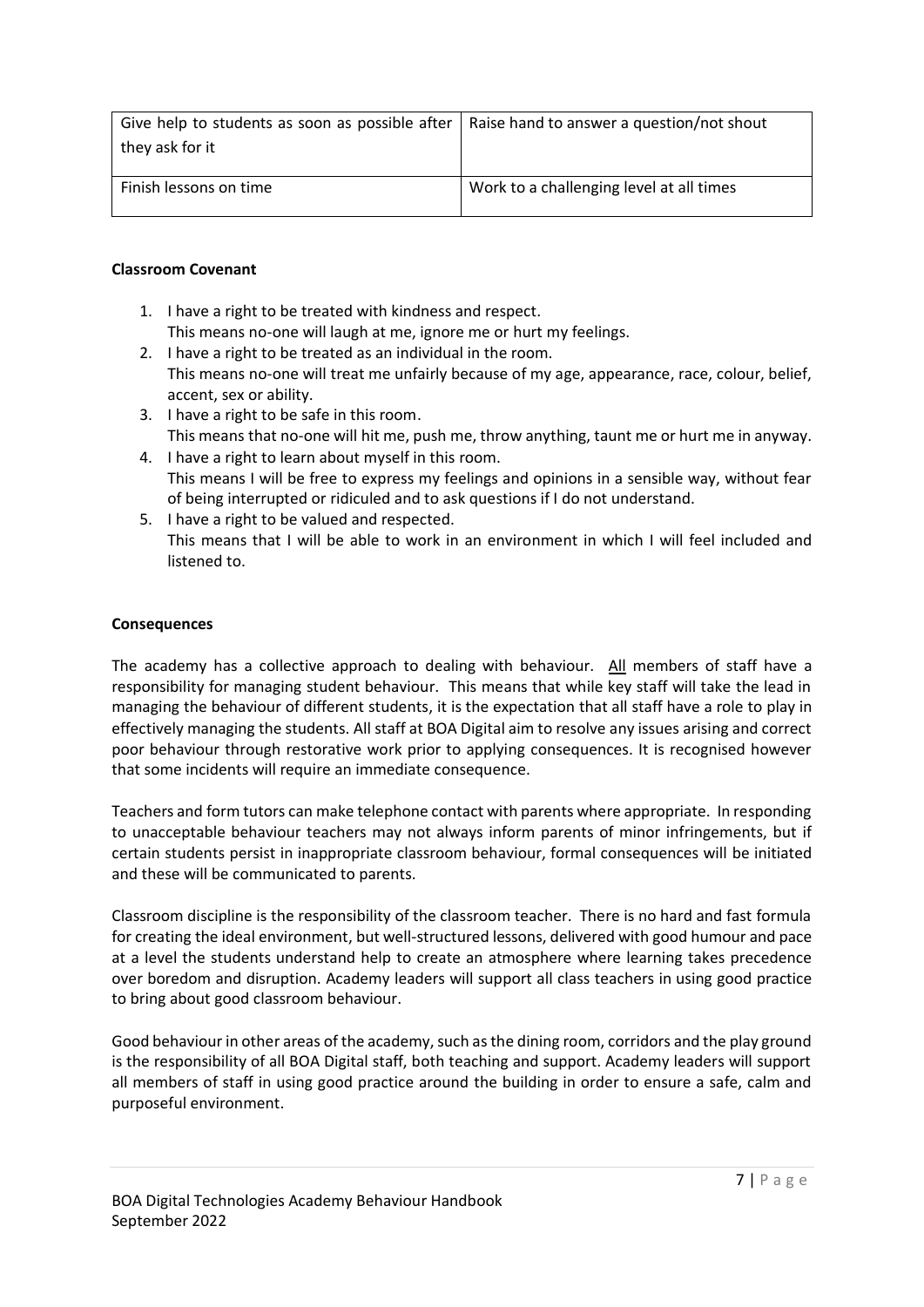| Give help to students as soon as possible after they ask for it | Raise hand to answer a question/not shout |
|---|---|
| Finish lessons on time | Work to a challenging level at all times |

**Classroom Covenant**

1. I have a right to be treated with kindness and respect.
   This means no-one will laugh at me, ignore me or hurt my feelings.
2. I have a right to be treated as an individual in the room.
   This means no-one will treat me unfairly because of my age, appearance, race, colour, belief, accent, sex or ability.
3. I have a right to be safe in this room.
   This means that no-one will hit me, push me, throw anything, taunt me or hurt me in anyway.
4. I have a right to learn about myself in this room.
   This means I will be free to express my feelings and opinions in a sensible way, without fear of being interrupted or ridiculed and to ask questions if I do not understand.
5. I have a right to be valued and respected.
   This means that I will be able to work in an environment in which I will feel included and listened to.

**Consequences**

The academy has a collective approach to dealing with behaviour. All members of staff have a responsibility for managing student behaviour. This means that while key staff will take the lead in managing the behaviour of different students, it is the expectation that all staff have a role to play in effectively managing the students. All staff at BOA Digital aim to resolve any issues arising and correct poor behaviour through restorative work prior to applying consequences. It is recognised however that some incidents will require an immediate consequence.

Teachers and form tutors can make telephone contact with parents where appropriate. In responding to unacceptable behaviour teachers may not always inform parents of minor infringements, but if certain students persist in inappropriate classroom behaviour, formal consequences will be initiated and these will be communicated to parents.

Classroom discipline is the responsibility of the classroom teacher. There is no hard and fast formula for creating the ideal environment, but well-structured lessons, delivered with good humour and pace at a level the students understand help to create an atmosphere where learning takes precedence over boredom and disruption. Academy leaders will support all class teachers in using good practice to bring about good classroom behaviour.

Good behaviour in other areas of the academy, such as the dining room, corridors and the play ground is the responsibility of all BOA Digital staff, both teaching and support. Academy leaders will support all members of staff in using good practice around the building in order to ensure a safe, calm and purposeful environment.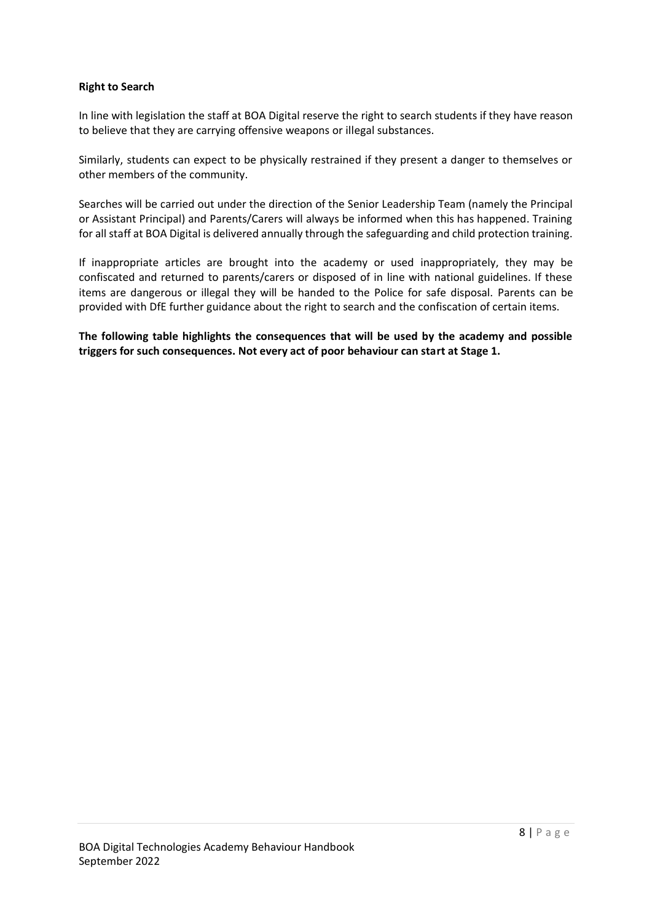**Right to Search**

In line with legislation the staff at BOA Digital reserve the right to search students if they have reason to believe that they are carrying offensive weapons or illegal substances.

Similarly, students can expect to be physically restrained if they present a danger to themselves or other members of the community.

Searches will be carried out under the direction of the Senior Leadership Team (namely the Principal or Assistant Principal) and Parents/Carers will always be informed when this has happened. Training for all staff at BOA Digital is delivered annually through the safeguarding and child protection training.

If inappropriate articles are brought into the academy or used inappropriately, they may be confiscated and returned to parents/carers or disposed of in line with national guidelines. If these items are dangerous or illegal they will be handed to the Police for safe disposal. Parents can be provided with DfE further guidance about the right to search and the confiscation of certain items.

**The following table highlights the consequences that will be used by the academy and possible triggers for such consequences. Not every act of poor behaviour can start at Stage 1.**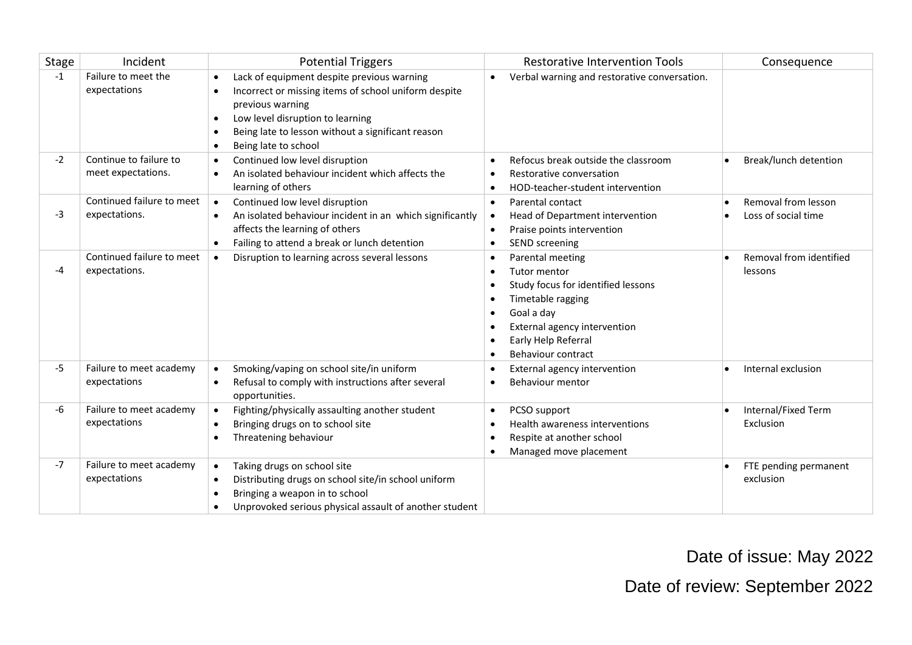| Stage | Incident | Potential Triggers | Restorative Intervention Tools | Consequence |
|---|---|---|---|---|
| -1 | Failure to meet the expectations | • Lack of equipment despite previous warning<br>• Incorrect or missing items of school uniform despite previous warning<br>• Low level disruption to learning<br>• Being late to lesson without a significant reason<br>• Being late to school | • Verbal warning and restorative conversation. | |
| -2 | Continue to failure to meet expectations. | • Continued low level disruption<br>• An isolated behaviour incident which affects the learning of others | • Refocus break outside the classroom<br>• Restorative conversation<br>• HOD-teacher-student intervention | • Break/lunch detention |
| -3 | Continued failure to meet expectations. | • Continued low level disruption<br>• An isolated behaviour incident in an which significantly affects the learning of others<br>• Failing to attend a break or lunch detention | • Parental contact<br>• Head of Department intervention<br>• Praise points intervention<br>• SEND screening | • Removal from lesson<br>• Loss of social time |
| -4 | Continued failure to meet expectations. | • Disruption to learning across several lessons | • Parental meeting<br>• Tutor mentor<br>• Study focus for identified lessons<br>• Timetable ragging<br>• Goal a day<br>• External agency intervention<br>• Early Help Referral<br>• Behaviour contract | • Removal from identified lessons |
| -5 | Failure to meet academy expectations | • Smoking/vaping on school site/in uniform<br>• Refusal to comply with instructions after several opportunities. | • External agency intervention<br>• Behaviour mentor | • Internal exclusion |
| -6 | Failure to meet academy expectations | • Fighting/physically assaulting another student<br>• Bringing drugs on to school site<br>• Threatening behaviour | • PCSO support<br>• Health awareness interventions<br>• Respite at another school<br>• Managed move placement | • Internal/Fixed Term Exclusion |
| -7 | Failure to meet academy expectations | • Taking drugs on school site<br>• Distributing drugs on school site/in school uniform<br>• Bringing a weapon in to school<br>• Unprovoked serious physical assault of another student | | • FTE pending permanent exclusion |

Date of issue: May 2022

Date of review: September 2022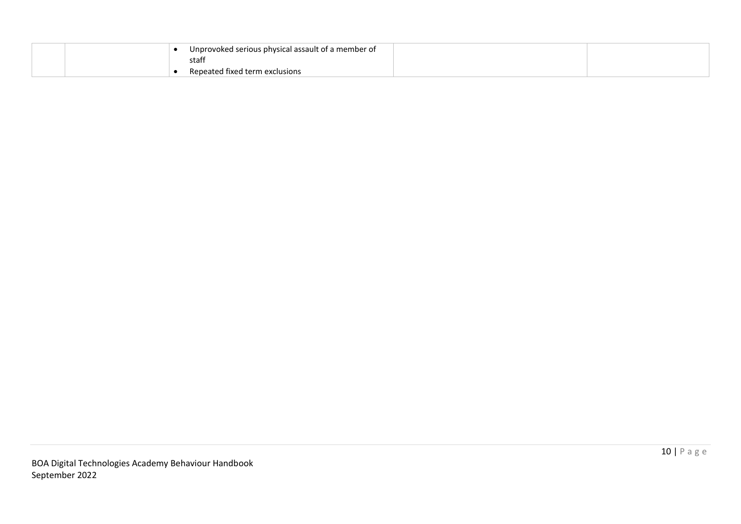| | | | | |
|---|---|---|---|---|
| | | • Unprovoked serious physical assault of a member of staff<br>• Repeated fixed term exclusions | | |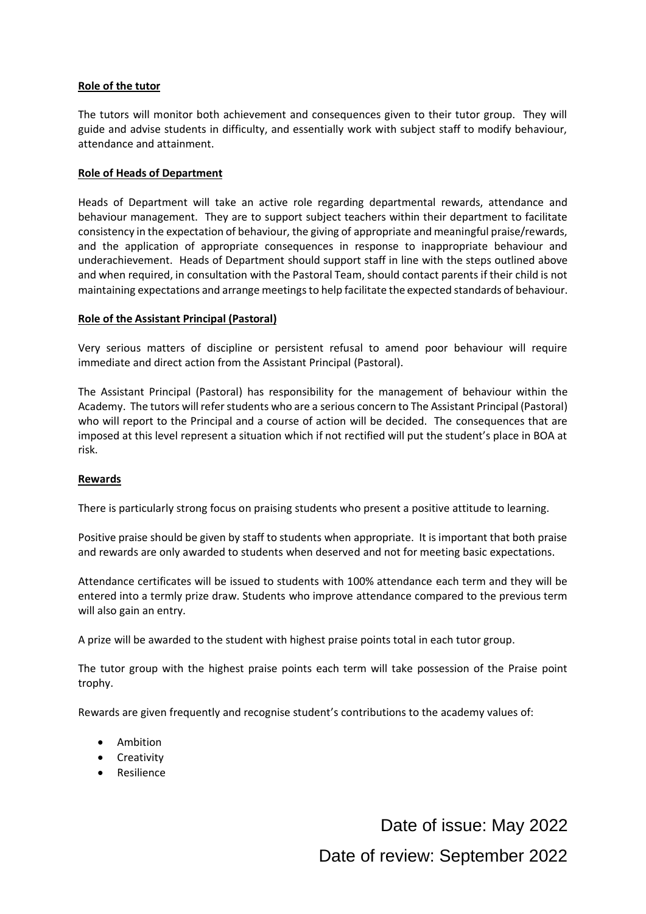**Role of the tutor**

The tutors will monitor both achievement and consequences given to their tutor group. They will guide and advise students in difficulty, and essentially work with subject staff to modify behaviour, attendance and attainment.

**Role of Heads of Department**

Heads of Department will take an active role regarding departmental rewards, attendance and behaviour management. They are to support subject teachers within their department to facilitate consistency in the expectation of behaviour, the giving of appropriate and meaningful praise/rewards, and the application of appropriate consequences in response to inappropriate behaviour and underachievement. Heads of Department should support staff in line with the steps outlined above and when required, in consultation with the Pastoral Team, should contact parents if their child is not maintaining expectations and arrange meetings to help facilitate the expected standards of behaviour.

**Role of the Assistant Principal (Pastoral)**

Very serious matters of discipline or persistent refusal to amend poor behaviour will require immediate and direct action from the Assistant Principal (Pastoral).

The Assistant Principal (Pastoral) has responsibility for the management of behaviour within the Academy. The tutors will refer students who are a serious concern to The Assistant Principal (Pastoral) who will report to the Principal and a course of action will be decided. The consequences that are imposed at this level represent a situation which if not rectified will put the student's place in BOA at risk.

**Rewards**

There is particularly strong focus on praising students who present a positive attitude to learning.

Positive praise should be given by staff to students when appropriate. It is important that both praise and rewards are only awarded to students when deserved and not for meeting basic expectations.

Attendance certificates will be issued to students with 100% attendance each term and they will be entered into a termly prize draw. Students who improve attendance compared to the previous term will also gain an entry.

A prize will be awarded to the student with highest praise points total in each tutor group.

The tutor group with the highest praise points each term will take possession of the Praise point trophy.

Rewards are given frequently and recognise student's contributions to the academy values of:

- Ambition
- Creativity
- Resilience

Date of issue: May 2022

Date of review: September 2022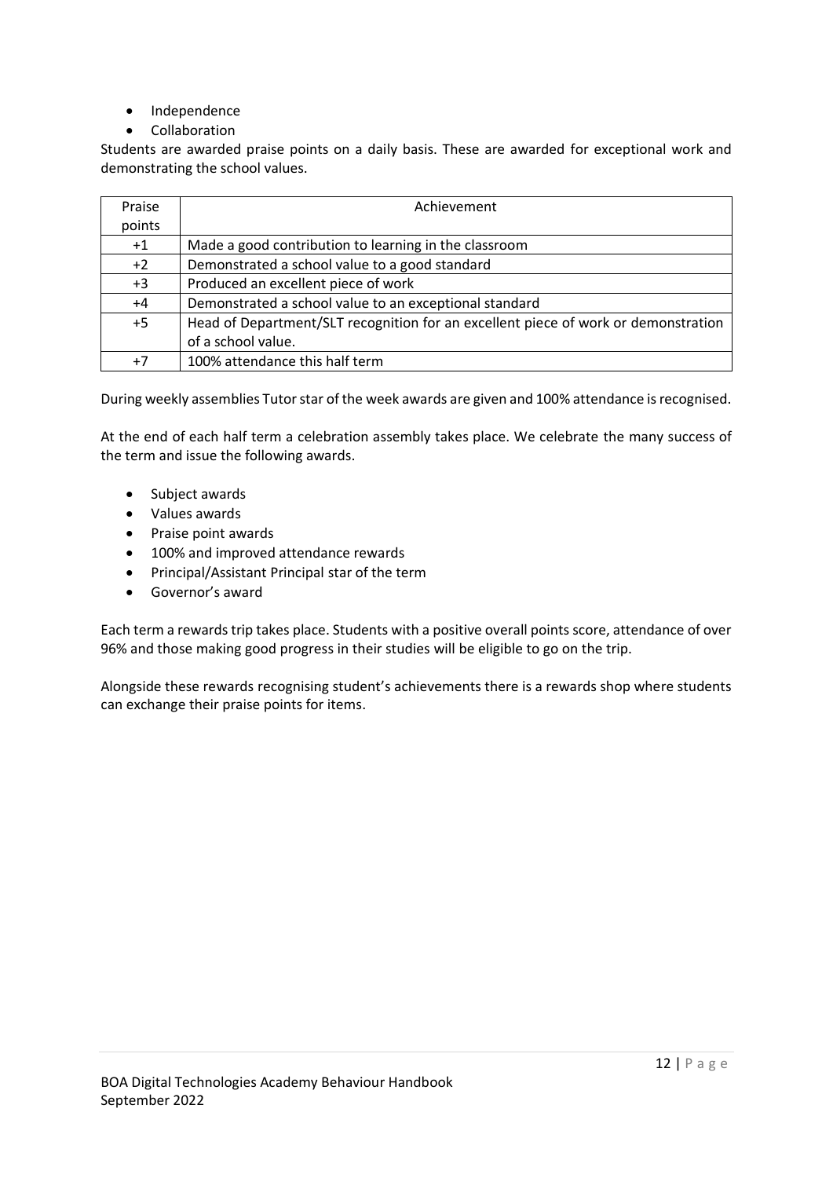- Independence
- Collaboration

Students are awarded praise points on a daily basis. These are awarded for exceptional work and demonstrating the school values.

| Praise points | Achievement |
|---|---|
| +1 | Made a good contribution to learning in the classroom |
| +2 | Demonstrated a school value to a good standard |
| +3 | Produced an excellent piece of work |
| +4 | Demonstrated a school value to an exceptional standard |
| +5 | Head of Department/SLT recognition for an excellent piece of work or demonstration of a school value. |
| +7 | 100% attendance this half term |

During weekly assemblies Tutor star of the week awards are given and 100% attendance is recognised.

At the end of each half term a celebration assembly takes place. We celebrate the many success of the term and issue the following awards.

- Subject awards
- Values awards
- Praise point awards
- 100% and improved attendance rewards
- Principal/Assistant Principal star of the term
- Governor's award

Each term a rewards trip takes place. Students with a positive overall points score, attendance of over 96% and those making good progress in their studies will be eligible to go on the trip.

Alongside these rewards recognising student's achievements there is a rewards shop where students can exchange their praise points for items.